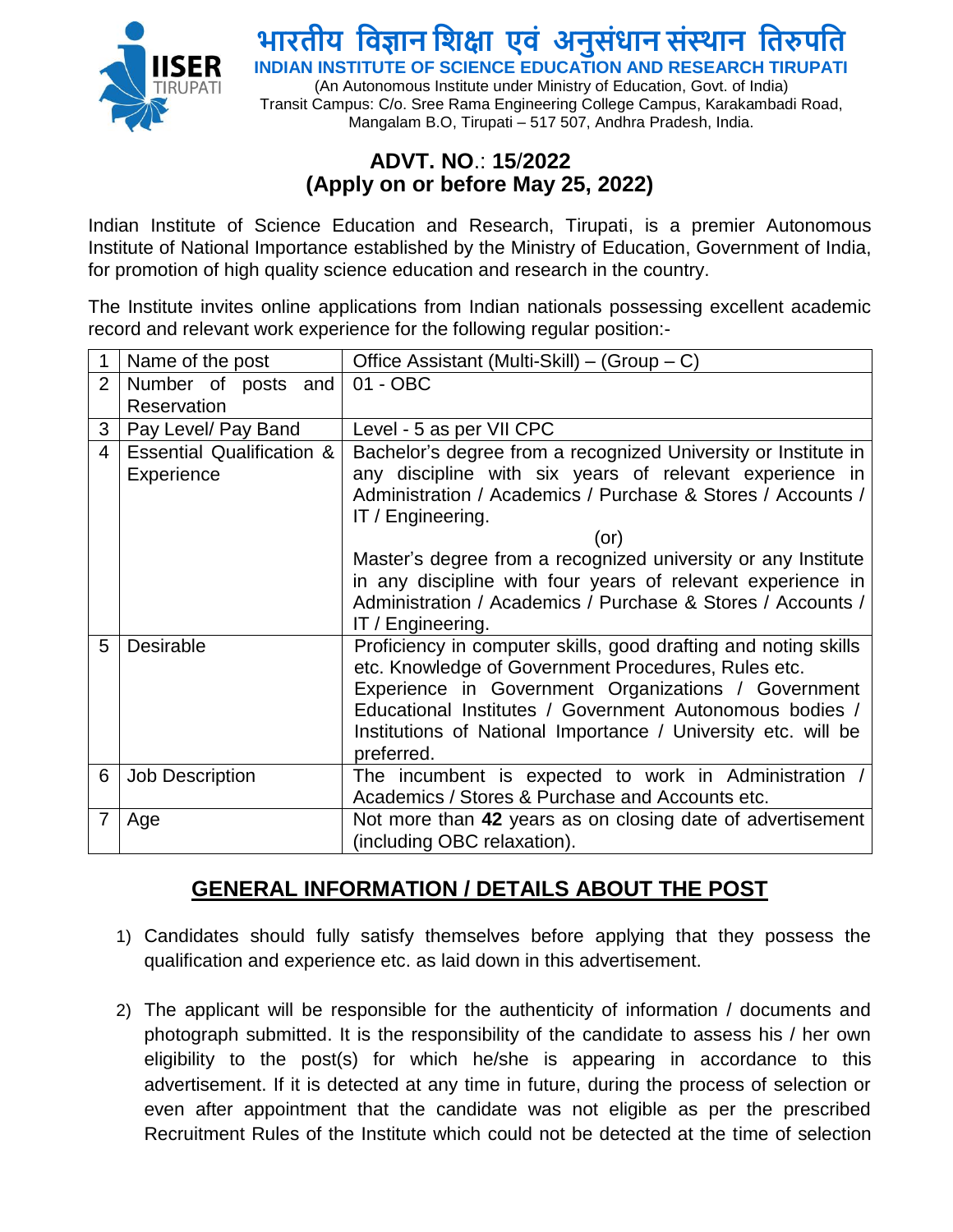# भारतीय विज्ञान शिक्षा एवं अनुसंधान संस्थान तिरुपति

**INDIAN INSTITUTE OF SCIENCE EDUCATION AND RESEARCH TIRUPATI**

(An Autonomous Institute under Ministry of Education, Govt. of India)
Transit Campus: C/o. Sree Rama Engineering College Campus, Karakambadi Road, Mangalam B.O, Tirupati – 517 507, Andhra Pradesh, India.

## ADVT. NO.: 15/2022
## (Apply on or before May 25, 2022)

Indian Institute of Science Education and Research, Tirupati, is a premier Autonomous Institute of National Importance established by the Ministry of Education, Government of India, for promotion of high quality science education and research in the country.

The Institute invites online applications from Indian nationals possessing excellent academic record and relevant work experience for the following regular position:-

| 1 | Name of the post | Office Assistant (Multi-Skill) – (Group – C) |
|---|---|---|
| 2 | Number of posts and Reservation | 01 - OBC |
| 3 | Pay Level/ Pay Band | Level - 5 as per VII CPC |
| 4 | Essential Qualification & Experience | Bachelor's degree from a recognized University or Institute in any discipline with six years of relevant experience in Administration / Academics / Purchase & Stores / Accounts / IT / Engineering.<br>(or)<br>Master's degree from a recognized university or any Institute in any discipline with four years of relevant experience in Administration / Academics / Purchase & Stores / Accounts / IT / Engineering. |
| 5 | Desirable | Proficiency in computer skills, good drafting and noting skills etc. Knowledge of Government Procedures, Rules etc.<br>Experience in Government Organizations / Government Educational Institutes / Government Autonomous bodies / Institutions of National Importance / University etc. will be preferred. |
| 6 | Job Description | The incumbent is expected to work in Administration / Academics / Stores & Purchase and Accounts etc. |
| 7 | Age | Not more than **42** years as on closing date of advertisement (including OBC relaxation). |

## GENERAL INFORMATION / DETAILS ABOUT THE POST

1) Candidates should fully satisfy themselves before applying that they possess the qualification and experience etc. as laid down in this advertisement.

2) The applicant will be responsible for the authenticity of information / documents and photograph submitted. It is the responsibility of the candidate to assess his / her own eligibility to the post(s) for which he/she is appearing in accordance to this advertisement. If it is detected at any time in future, during the process of selection or even after appointment that the candidate was not eligible as per the prescribed Recruitment Rules of the Institute which could not be detected at the time of selection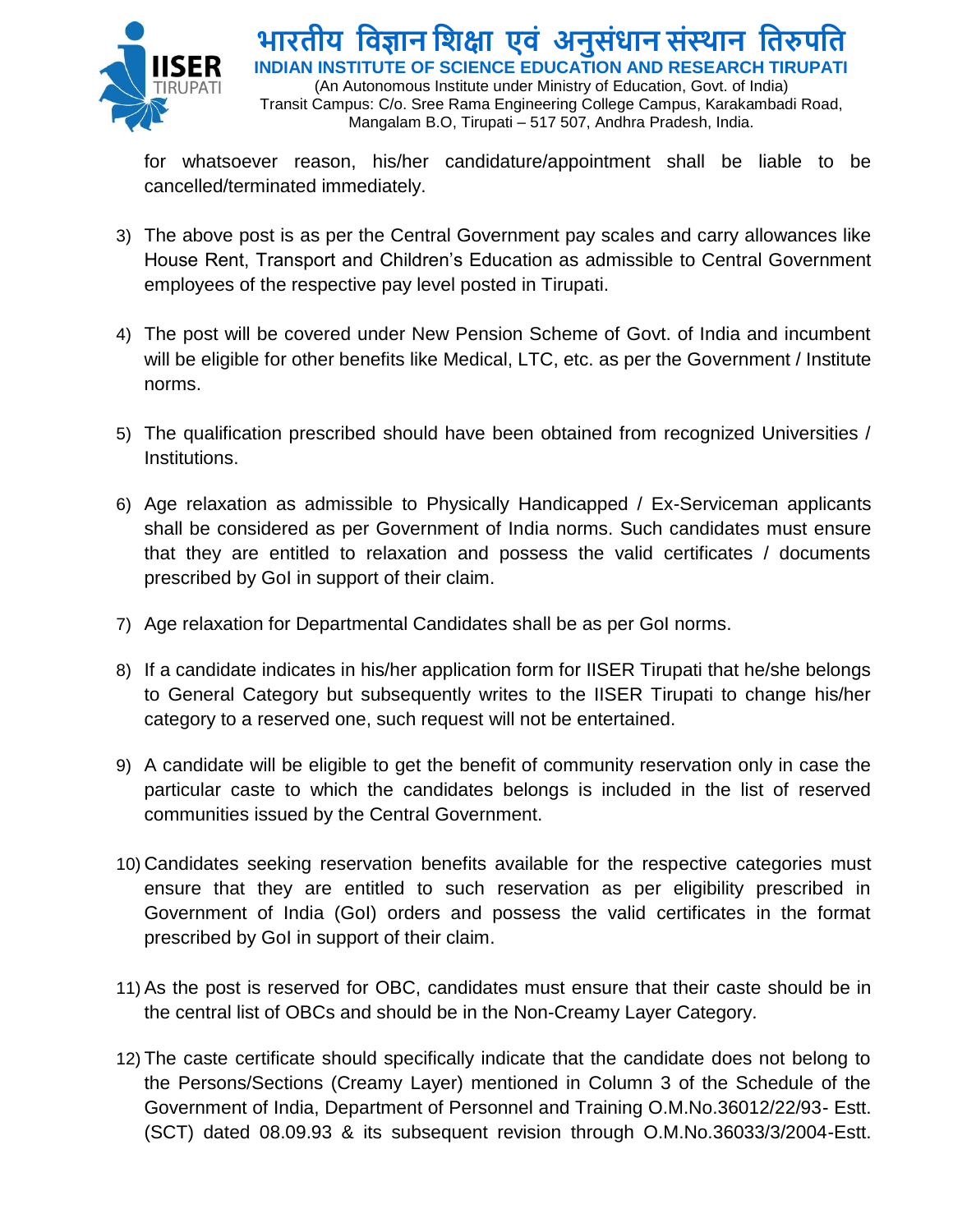for whatsoever reason, his/her candidature/appointment shall be liable to be cancelled/terminated immediately.

3) The above post is as per the Central Government pay scales and carry allowances like House Rent, Transport and Children's Education as admissible to Central Government employees of the respective pay level posted in Tirupati.

4) The post will be covered under New Pension Scheme of Govt. of India and incumbent will be eligible for other benefits like Medical, LTC, etc. as per the Government / Institute norms.

5) The qualification prescribed should have been obtained from recognized Universities / Institutions.

6) Age relaxation as admissible to Physically Handicapped / Ex-Serviceman applicants shall be considered as per Government of India norms. Such candidates must ensure that they are entitled to relaxation and possess the valid certificates / documents prescribed by GoI in support of their claim.

7) Age relaxation for Departmental Candidates shall be as per GoI norms.

8) If a candidate indicates in his/her application form for IISER Tirupati that he/she belongs to General Category but subsequently writes to the IISER Tirupati to change his/her category to a reserved one, such request will not be entertained.

9) A candidate will be eligible to get the benefit of community reservation only in case the particular caste to which the candidates belongs is included in the list of reserved communities issued by the Central Government.

10) Candidates seeking reservation benefits available for the respective categories must ensure that they are entitled to such reservation as per eligibility prescribed in Government of India (GoI) orders and possess the valid certificates in the format prescribed by GoI in support of their claim.

11) As the post is reserved for OBC, candidates must ensure that their caste should be in the central list of OBCs and should be in the Non-Creamy Layer Category.

12) The caste certificate should specifically indicate that the candidate does not belong to the Persons/Sections (Creamy Layer) mentioned in Column 3 of the Schedule of the Government of India, Department of Personnel and Training O.M.No.36012/22/93- Estt. (SCT) dated 08.09.93 & its subsequent revision through O.M.No.36033/3/2004-Estt.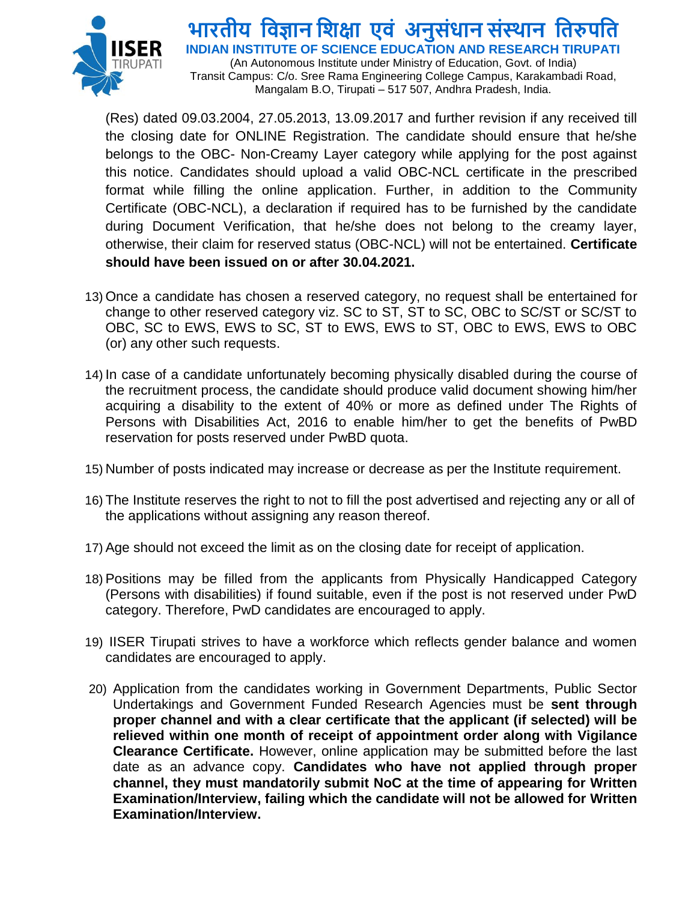(Res) dated 09.03.2004, 27.05.2013, 13.09.2017 and further revision if any received till the closing date for ONLINE Registration. The candidate should ensure that he/she belongs to the OBC- Non-Creamy Layer category while applying for the post against this notice. Candidates should upload a valid OBC-NCL certificate in the prescribed format while filling the online application. Further, in addition to the Community Certificate (OBC-NCL), a declaration if required has to be furnished by the candidate during Document Verification, that he/she does not belong to the creamy layer, otherwise, their claim for reserved status (OBC-NCL) will not be entertained. **Certificate should have been issued on or after 30.04.2021.**

13) Once a candidate has chosen a reserved category, no request shall be entertained for change to other reserved category viz. SC to ST, ST to SC, OBC to SC/ST or SC/ST to OBC, SC to EWS, EWS to SC, ST to EWS, EWS to ST, OBC to EWS, EWS to OBC (or) any other such requests.

14) In case of a candidate unfortunately becoming physically disabled during the course of the recruitment process, the candidate should produce valid document showing him/her acquiring a disability to the extent of 40% or more as defined under The Rights of Persons with Disabilities Act, 2016 to enable him/her to get the benefits of PwBD reservation for posts reserved under PwBD quota.

15) Number of posts indicated may increase or decrease as per the Institute requirement.

16) The Institute reserves the right to not to fill the post advertised and rejecting any or all of the applications without assigning any reason thereof.

17) Age should not exceed the limit as on the closing date for receipt of application.

18) Positions may be filled from the applicants from Physically Handicapped Category (Persons with disabilities) if found suitable, even if the post is not reserved under PwD category. Therefore, PwD candidates are encouraged to apply.

19) IISER Tirupati strives to have a workforce which reflects gender balance and women candidates are encouraged to apply.

20) Application from the candidates working in Government Departments, Public Sector Undertakings and Government Funded Research Agencies must be **sent through proper channel and with a clear certificate that the applicant (if selected) will be relieved within one month of receipt of appointment order along with Vigilance Clearance Certificate.** However, online application may be submitted before the last date as an advance copy. **Candidates who have not applied through proper channel, they must mandatorily submit NoC at the time of appearing for Written Examination/Interview, failing which the candidate will not be allowed for Written Examination/Interview.**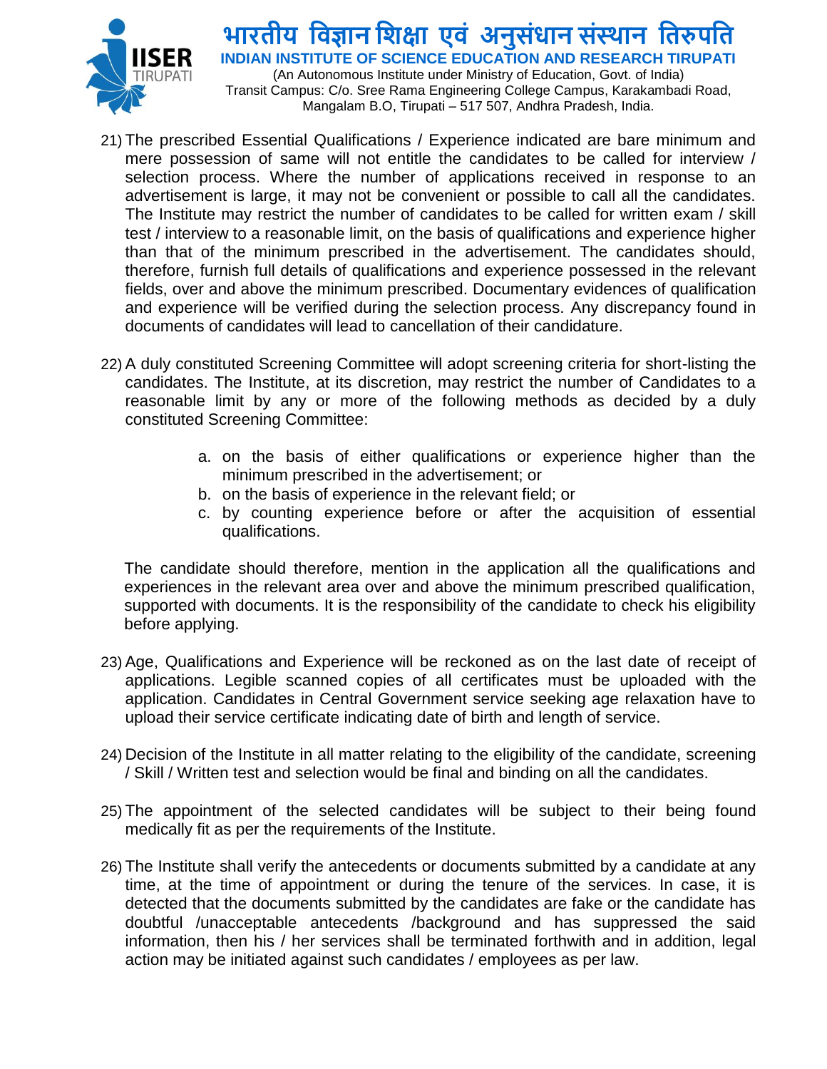21) The prescribed Essential Qualifications / Experience indicated are bare minimum and mere possession of same will not entitle the candidates to be called for interview / selection process. Where the number of applications received in response to an advertisement is large, it may not be convenient or possible to call all the candidates. The Institute may restrict the number of candidates to be called for written exam / skill test / interview to a reasonable limit, on the basis of qualifications and experience higher than that of the minimum prescribed in the advertisement. The candidates should, therefore, furnish full details of qualifications and experience possessed in the relevant fields, over and above the minimum prescribed. Documentary evidences of qualification and experience will be verified during the selection process. Any discrepancy found in documents of candidates will lead to cancellation of their candidature.

22) A duly constituted Screening Committee will adopt screening criteria for short-listing the candidates. The Institute, at its discretion, may restrict the number of Candidates to a reasonable limit by any or more of the following methods as decided by a duly constituted Screening Committee:

    a. on the basis of either qualifications or experience higher than the minimum prescribed in the advertisement; or
    b. on the basis of experience in the relevant field; or
    c. by counting experience before or after the acquisition of essential qualifications.

    The candidate should therefore, mention in the application all the qualifications and experiences in the relevant area over and above the minimum prescribed qualification, supported with documents. It is the responsibility of the candidate to check his eligibility before applying.

23) Age, Qualifications and Experience will be reckoned as on the last date of receipt of applications. Legible scanned copies of all certificates must be uploaded with the application. Candidates in Central Government service seeking age relaxation have to upload their service certificate indicating date of birth and length of service.

24) Decision of the Institute in all matter relating to the eligibility of the candidate, screening / Skill / Written test and selection would be final and binding on all the candidates.

25) The appointment of the selected candidates will be subject to their being found medically fit as per the requirements of the Institute.

26) The Institute shall verify the antecedents or documents submitted by a candidate at any time, at the time of appointment or during the tenure of the services. In case, it is detected that the documents submitted by the candidates are fake or the candidate has doubtful /unacceptable antecedents /background and has suppressed the said information, then his / her services shall be terminated forthwith and in addition, legal action may be initiated against such candidates / employees as per law.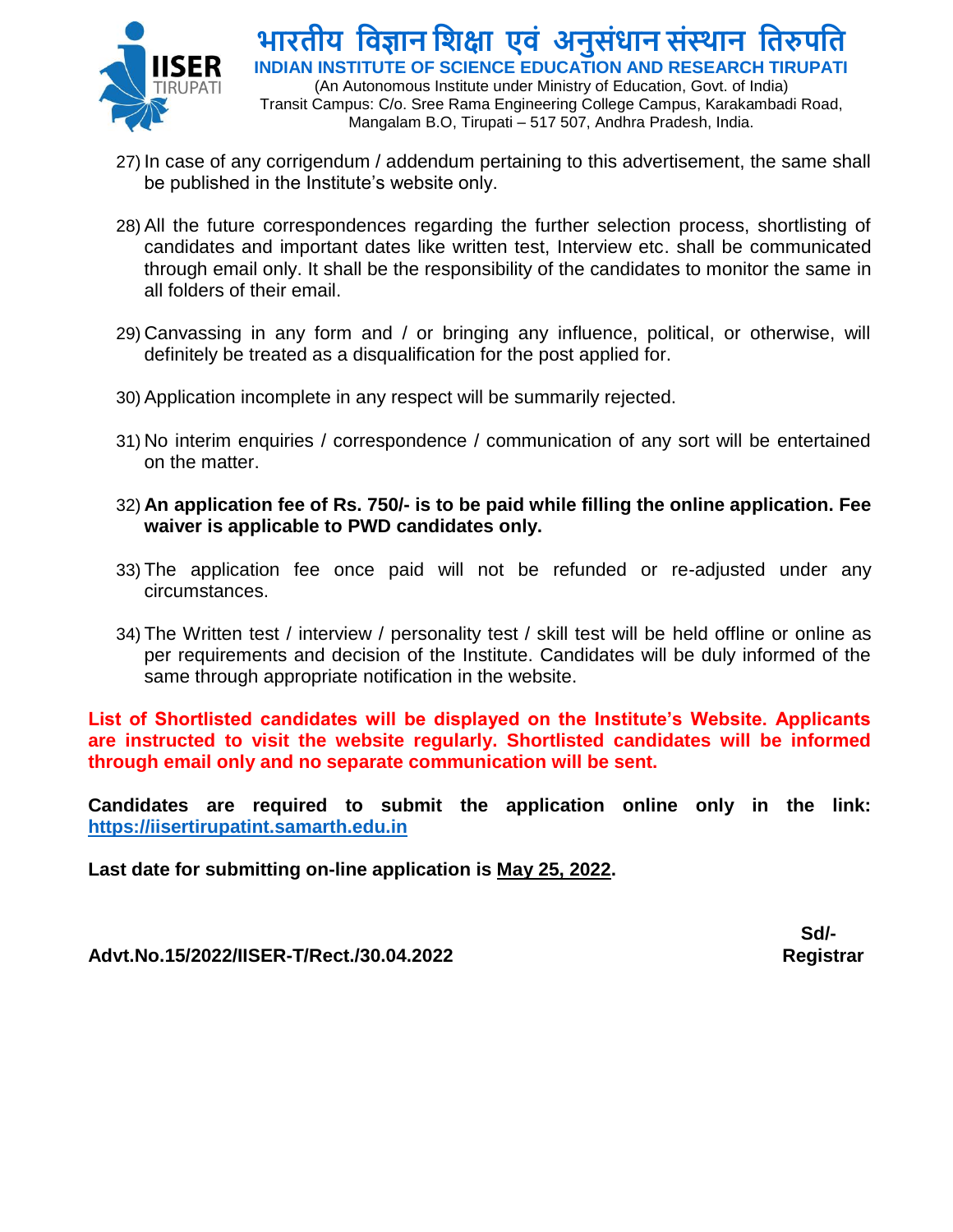27) In case of any corrigendum / addendum pertaining to this advertisement, the same shall be published in the Institute's website only.

28) All the future correspondences regarding the further selection process, shortlisting of candidates and important dates like written test, Interview etc. shall be communicated through email only. It shall be the responsibility of the candidates to monitor the same in all folders of their email.

29) Canvassing in any form and / or bringing any influence, political, or otherwise, will definitely be treated as a disqualification for the post applied for.

30) Application incomplete in any respect will be summarily rejected.

31) No interim enquiries / correspondence / communication of any sort will be entertained on the matter.

32) **An application fee of Rs. 750/- is to be paid while filling the online application. Fee waiver is applicable to PWD candidates only.**

33) The application fee once paid will not be refunded or re-adjusted under any circumstances.

34) The Written test / interview / personality test / skill test will be held offline or online as per requirements and decision of the Institute. Candidates will be duly informed of the same through appropriate notification in the website.

**List of Shortlisted candidates will be displayed on the Institute's Website. Applicants are instructed to visit the website regularly. Shortlisted candidates will be informed through email only and no separate communication will be sent.**

**Candidates are required to submit the application online only in the link: https://iisertirupatint.samarth.edu.in**

**Last date for submitting on-line application is May 25, 2022.**

**Sd/-**
**Registrar**

**Advt.No.15/2022/IISER-T/Rect./30.04.2022**